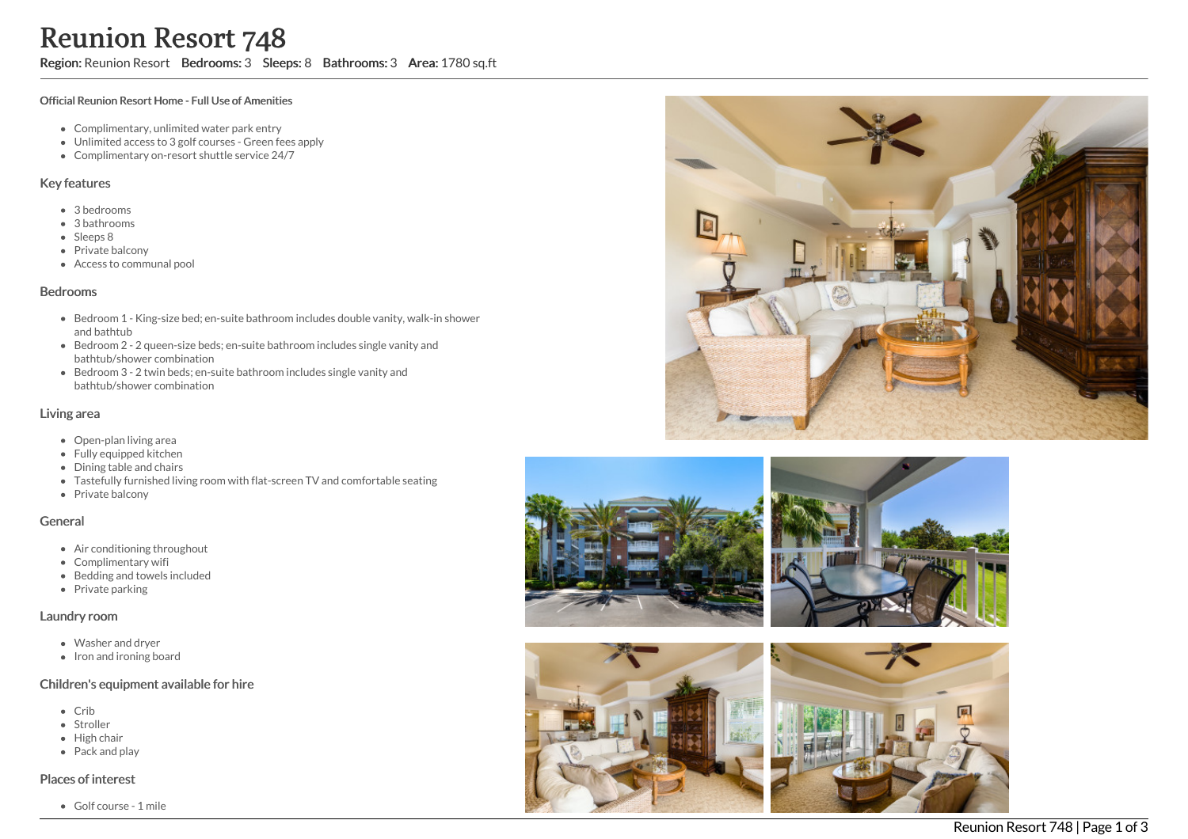# Reunion Resort 748

**Region:** Reunion Resort **Bedrooms:** 3 **Sleeps:** 8 **Bathrooms:** 3 **Area:** 1780 sq.ft

**Official Reunion Resort Home - Full Use of Amenities**

- Complimentary, unlimited water park entry
- Unlimited access to 3 golf courses - Green fees apply
- Complimentary on-resort shuttle service 24/7

## Key features

- 3 bedrooms
- 3 bathrooms
- Sleeps 8
- Private balcony
- Access to communal pool

## Bedrooms

- Bedroom 1 - King-size bed; en-suite bathroom includes double vanity, walk-in shower and bathtub
- Bedroom 2 - 2 queen-size beds; en-suite bathroom includes single vanity and bathtub/shower combination
- Bedroom 3 - 2 twin beds; en-suite bathroom includes single vanity and bathtub/shower combination

## Living area

- Open-plan living area
- Fully equipped kitchen
- Dining table and chairs
- Tastefully furnished living room with flat-screen TV and comfortable seating
- Private balcony

## General

- Air conditioning throughout
- Complimentary wifi
- Bedding and towels included
- Private parking

## Laundry room

- Washer and dryer
- Iron and ironing board

## Children's equipment available for hire

- Crib
- Stroller
- High chair
- Pack and play

## Places of interest

- Golf course - 1 mile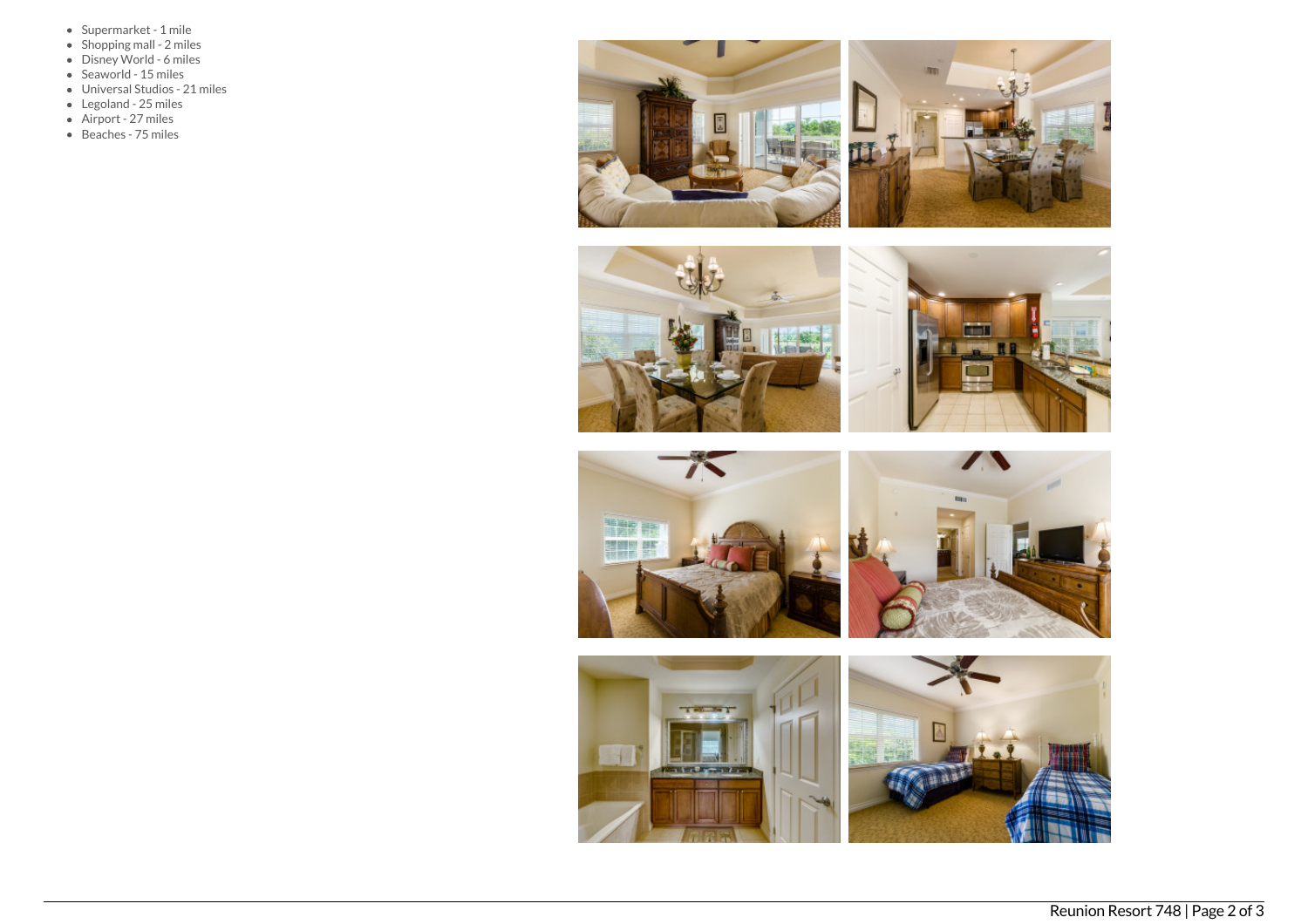- Supermarket - 1 mile
- Shopping mall - 2 miles
- Disney World - 6 miles
- Seaworld - 15 miles
- Universal Studios - 21 miles
- Legoland - 25 miles
- Airport - 27 miles
- Beaches - 75 miles